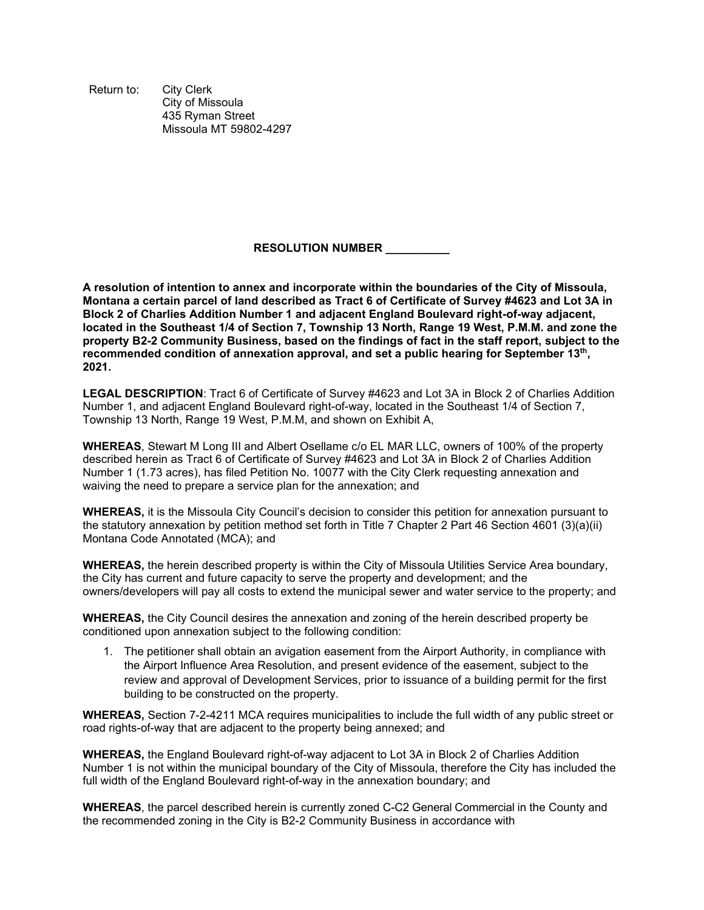Return to: City Clerk
City of Missoula
435 Ryman Street
Missoula MT 59802-4297

**RESOLUTION NUMBER __________**

**A resolution of intention to annex and incorporate within the boundaries of the City of Missoula, Montana a certain parcel of land described as Tract 6 of Certificate of Survey #4623 and Lot 3A in Block 2 of Charlies Addition Number 1 and adjacent England Boulevard right-of-way adjacent, located in the Southeast 1/4 of Section 7, Township 13 North, Range 19 West, P.M.M. and zone the property B2-2 Community Business, based on the findings of fact in the staff report, subject to the recommended condition of annexation approval, and set a public hearing for September 13th, 2021.**

**LEGAL DESCRIPTION**: Tract 6 of Certificate of Survey #4623 and Lot 3A in Block 2 of Charlies Addition Number 1, and adjacent England Boulevard right-of-way, located in the Southeast 1/4 of Section 7, Township 13 North, Range 19 West, P.M.M, and shown on Exhibit A,

**WHEREAS**, Stewart M Long III and Albert Osellame c/o EL MAR LLC, owners of 100% of the property described herein as Tract 6 of Certificate of Survey #4623 and Lot 3A in Block 2 of Charlies Addition Number 1 (1.73 acres), has filed Petition No. 10077 with the City Clerk requesting annexation and waiving the need to prepare a service plan for the annexation; and

**WHEREAS,** it is the Missoula City Council's decision to consider this petition for annexation pursuant to the statutory annexation by petition method set forth in Title 7 Chapter 2 Part 46 Section 4601 (3)(a)(ii) Montana Code Annotated (MCA); and

**WHEREAS,** the herein described property is within the City of Missoula Utilities Service Area boundary, the City has current and future capacity to serve the property and development; and the owners/developers will pay all costs to extend the municipal sewer and water service to the property; and

**WHEREAS,** the City Council desires the annexation and zoning of the herein described property be conditioned upon annexation subject to the following condition:

1. The petitioner shall obtain an avigation easement from the Airport Authority, in compliance with the Airport Influence Area Resolution, and present evidence of the easement, subject to the review and approval of Development Services, prior to issuance of a building permit for the first building to be constructed on the property.

**WHEREAS,** Section 7-2-4211 MCA requires municipalities to include the full width of any public street or road rights-of-way that are adjacent to the property being annexed; and

**WHEREAS,** the England Boulevard right-of-way adjacent to Lot 3A in Block 2 of Charlies Addition Number 1 is not within the municipal boundary of the City of Missoula, therefore the City has included the full width of the England Boulevard right-of-way in the annexation boundary; and

**WHEREAS**, the parcel described herein is currently zoned C-C2 General Commercial in the County and the recommended zoning in the City is B2-2 Community Business in accordance with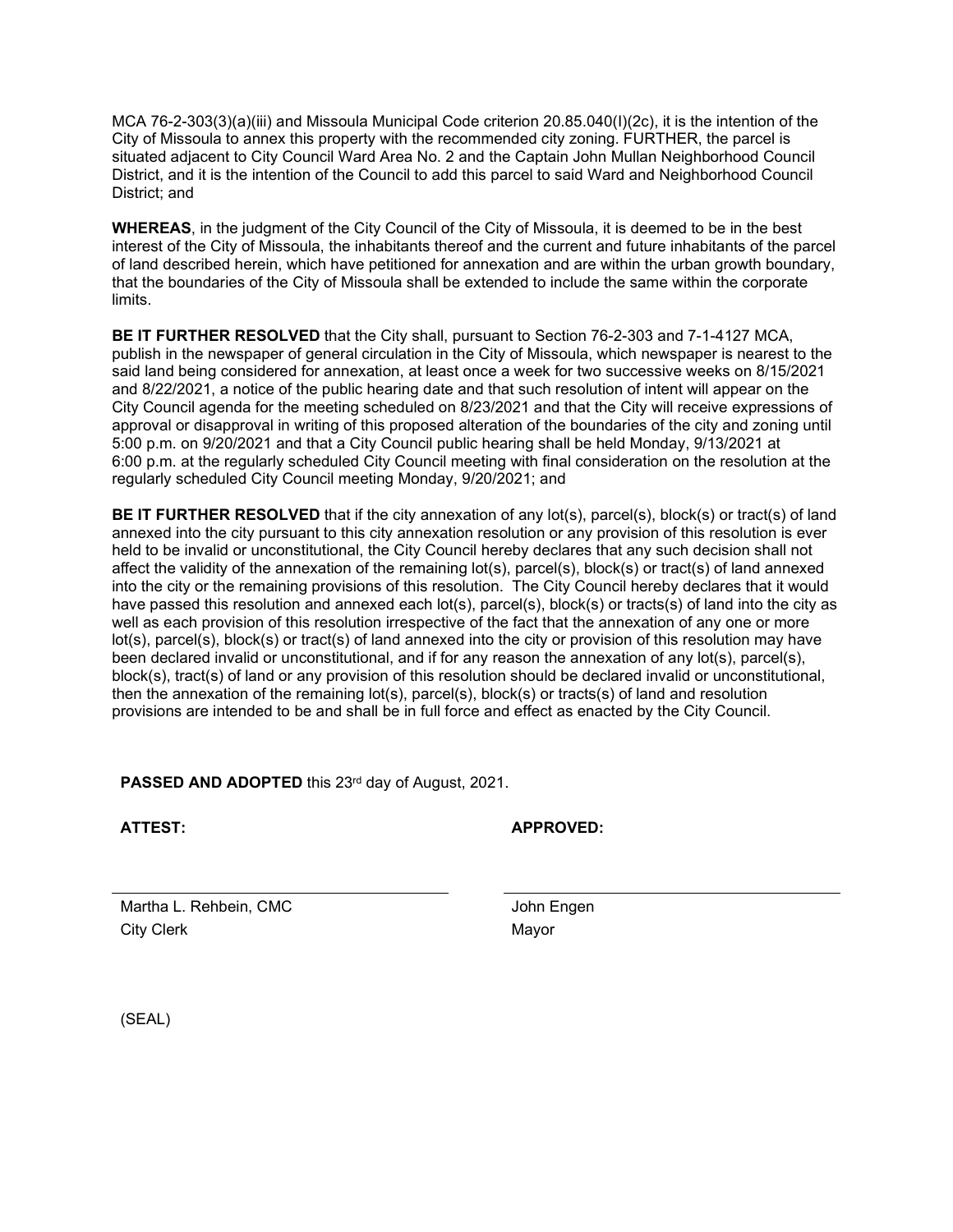MCA 76-2-303(3)(a)(iii) and Missoula Municipal Code criterion 20.85.040(I)(2c), it is the intention of the City of Missoula to annex this property with the recommended city zoning. FURTHER, the parcel is situated adjacent to City Council Ward Area No. 2 and the Captain John Mullan Neighborhood Council District, and it is the intention of the Council to add this parcel to said Ward and Neighborhood Council District; and

**WHEREAS**, in the judgment of the City Council of the City of Missoula, it is deemed to be in the best interest of the City of Missoula, the inhabitants thereof and the current and future inhabitants of the parcel of land described herein, which have petitioned for annexation and are within the urban growth boundary, that the boundaries of the City of Missoula shall be extended to include the same within the corporate limits.

**BE IT FURTHER RESOLVED** that the City shall, pursuant to Section 76-2-303 and 7-1-4127 MCA, publish in the newspaper of general circulation in the City of Missoula, which newspaper is nearest to the said land being considered for annexation, at least once a week for two successive weeks on 8/15/2021 and 8/22/2021, a notice of the public hearing date and that such resolution of intent will appear on the City Council agenda for the meeting scheduled on 8/23/2021 and that the City will receive expressions of approval or disapproval in writing of this proposed alteration of the boundaries of the city and zoning until 5:00 p.m. on 9/20/2021 and that a City Council public hearing shall be held Monday, 9/13/2021 at 6:00 p.m. at the regularly scheduled City Council meeting with final consideration on the resolution at the regularly scheduled City Council meeting Monday, 9/20/2021; and

**BE IT FURTHER RESOLVED** that if the city annexation of any lot(s), parcel(s), block(s) or tract(s) of land annexed into the city pursuant to this city annexation resolution or any provision of this resolution is ever held to be invalid or unconstitutional, the City Council hereby declares that any such decision shall not affect the validity of the annexation of the remaining lot(s), parcel(s), block(s) or tract(s) of land annexed into the city or the remaining provisions of this resolution. The City Council hereby declares that it would have passed this resolution and annexed each lot(s), parcel(s), block(s) or tracts(s) of land into the city as well as each provision of this resolution irrespective of the fact that the annexation of any one or more lot(s), parcel(s), block(s) or tract(s) of land annexed into the city or provision of this resolution may have been declared invalid or unconstitutional, and if for any reason the annexation of any lot(s), parcel(s), block(s), tract(s) of land or any provision of this resolution should be declared invalid or unconstitutional, then the annexation of the remaining lot(s), parcel(s), block(s) or tracts(s) of land and resolution provisions are intended to be and shall be in full force and effect as enacted by the City Council.

**PASSED AND ADOPTED** this 23rd day of August, 2021.

**ATTEST:**

Martha L. Rehbein, CMC
City Clerk

**APPROVED:**

John Engen
Mayor

(SEAL)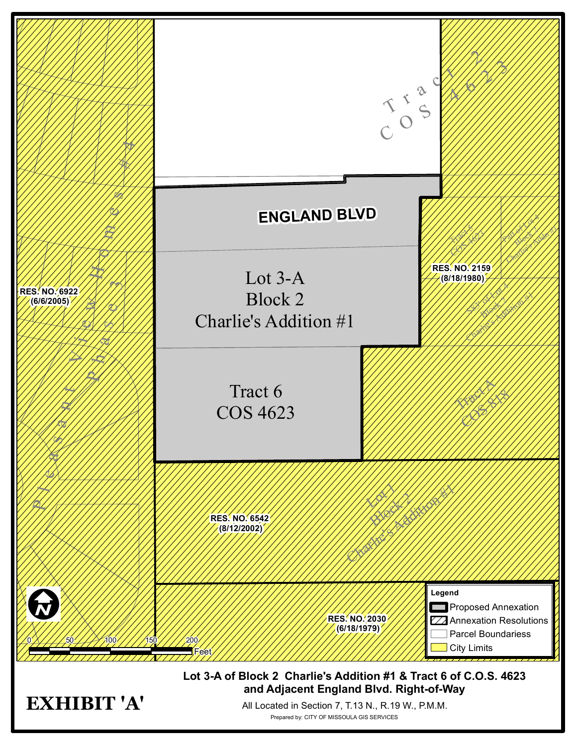Tract 2
COS 4623

ENGLAND BLVD

Lot 3-A
Block 2
Charlie's Addition #1

Tract 6
COS 4623

Pleasant View Homes #4 Phase 3

RES. NO. 6922
(6/6/2005)

Tract 5
COS 4623

Part of Lot 4
Block 2
Charlie's Addn #1

RES. NO. 2159
(8/18/1980)

S32' of Lot 4
Block 2
Charlie's Addition #1

Tract A
COS 818

Lot 1
Block 2
Charlie's Addition #1

RES. NO. 6542
(8/12/2002)

RES. NO. 2030
(6/18/1979)

**Legend**
- Proposed Annexation
- Annexation Resolutions
- Parcel Boundariess
- City Limits

0 50 100 150 200
Feet

# EXHIBIT 'A'

**Lot 3-A of Block 2 Charlie's Addition #1 & Tract 6 of C.O.S. 4623 and Adjacent England Blvd. Right-of-Way**

All Located in Section 7, T.13 N., R.19 W., P.M.M.

Prepared by: CITY OF MISSOULA GIS SERVICES